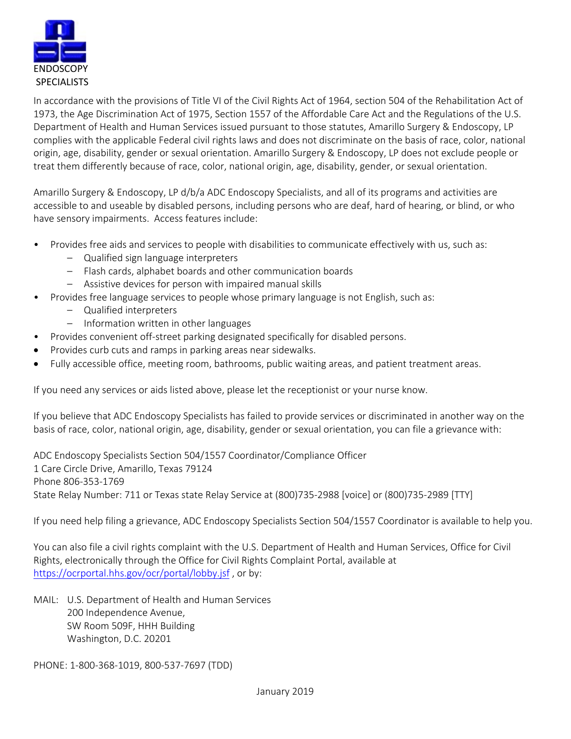ENDOSCOPY SPECIALISTS

In accordance with the provisions of Title VI of the Civil Rights Act of 1964, section 504 of the Rehabilitation Act of 1973, the Age Discrimination Act of 1975, Section 1557 of the Affordable Care Act and the Regulations of the U.S. Department of Health and Human Services issued pursuant to those statutes, Amarillo Surgery & Endoscopy, LP complies with the applicable Federal civil rights laws and does not discriminate on the basis of race, color, national origin, age, disability, gender or sexual orientation. Amarillo Surgery & Endoscopy, LP does not exclude people or treat them differently because of race, color, national origin, age, disability, gender, or sexual orientation.

Amarillo Surgery & Endoscopy, LP d/b/a ADC Endoscopy Specialists, and all of its programs and activities are accessible to and useable by disabled persons, including persons who are deaf, hard of hearing, or blind, or who have sensory impairments. Access features include:

- Provides free aids and services to people with disabilities to communicate effectively with us, such as:
  - Qualified sign language interpreters
  - Flash cards, alphabet boards and other communication boards
  - Assistive devices for person with impaired manual skills
- Provides free language services to people whose primary language is not English, such as:
  - Qualified interpreters
  - Information written in other languages
- Provides convenient off-street parking designated specifically for disabled persons.
- Provides curb cuts and ramps in parking areas near sidewalks.
- Fully accessible office, meeting room, bathrooms, public waiting areas, and patient treatment areas.

If you need any services or aids listed above, please let the receptionist or your nurse know.

If you believe that ADC Endoscopy Specialists has failed to provide services or discriminated in another way on the basis of race, color, national origin, age, disability, gender or sexual orientation, you can file a grievance with:

ADC Endoscopy Specialists Section 504/1557 Coordinator/Compliance Officer
1 Care Circle Drive, Amarillo, Texas 79124
Phone 806-353-1769
State Relay Number: 711 or Texas state Relay Service at (800)735-2988 [voice] or (800)735-2989 [TTY]

If you need help filing a grievance, ADC Endoscopy Specialists Section 504/1557 Coordinator is available to help you.

You can also file a civil rights complaint with the U.S. Department of Health and Human Services, Office for Civil Rights, electronically through the Office for Civil Rights Complaint Portal, available at https://ocrportal.hhs.gov/ocr/portal/lobby.jsf , or by:

MAIL: U.S. Department of Health and Human Services
200 Independence Avenue,
SW Room 509F, HHH Building
Washington, D.C. 20201

PHONE: 1-800-368-1019, 800-537-7697 (TDD)

January 2019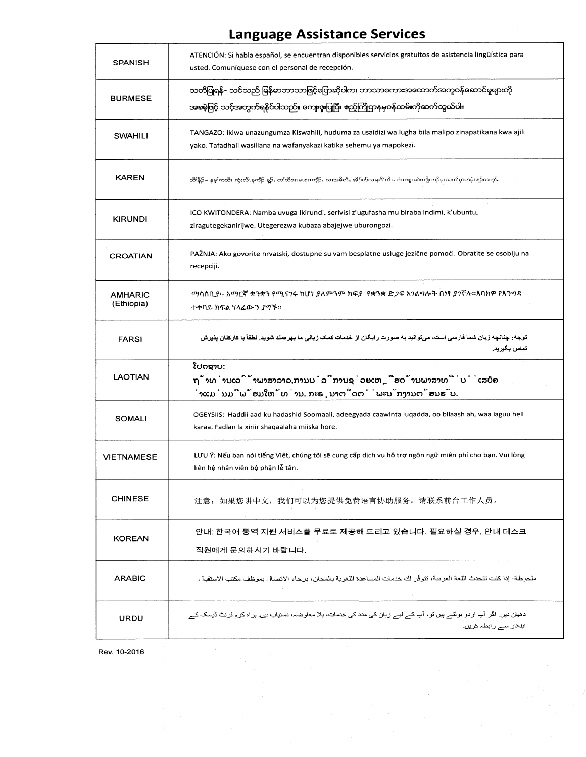# Language Assistance Services

| | |
|---|---|
| SPANISH | ATENCIÓN: Si habla español, se encuentran disponibles servicios gratuitos de asistencia lingüística para usted. Comuníquese con el personal de recepción. |
| BURMESE | သတိပြုရန်- သင်သည် မြန်မာဘာသာဖြင့်ပြောဆိုပါက၊ ဘာသာစကားအထောက်အကူဝန်ဆောင်မှုများကို အခမဲ့ဖြင့် သင့်အတွက်ရနိုင်ပါသည်။ ကျေးဇူးပြု၍ ဧည့်ကြိုဌာနမှဝန်ထမ်းကိုဆက်သွယ်ပါ။ |
| SWAHILI | TANGAZO: Ikiwa unazungumza Kiswahili, huduma za usaidizi wa lugha bila malipo zinapatikana kwa ajili yako. Tafadhali wasiliana na wafanyakazi katika sehemu ya mapokezi. |
| KAREN | တၢ်ဟ်သူၣ်ဟ်သး- နမ့္ကတိၤ ကညီကျိာ် န့ၣ်, တၢ်တိစၢၤမၤစၢၤကျိာ်, လၢအဘူးလီၤ, အိၣ်ဝဲလၢနဂီၢ်လီၤ. ဝံသးစူၤဆဲးကျိးဘၣ်မုၢ်သကိးပှၤတဖုၢ်နၣ်တက့ၢ်. |
| KIRUNDI | ICO KWITONDERA: Namba uvuga Ikirundi, serivisi z'ugufasha mu biraba indimi, k'ubuntu, ziragutegekanirijwe. Utegerezwa kubaza abajejwe uburongozi. |
| CROATIAN | PAŽNJA: Ako govorite hrvatski, dostupne su vam besplatne usluge jezične pomoći. Obratite se osoblju na recepciji. |
| AMHARIC (Ethiopia) | ማሳሰቢያ፦ አማርኛ ቋንቋን የሚናገሩ ከሆነ ያለምንም ክፍያ የቋንቋ ድጋፍ አገልግሎት በነፃ ያገኛሉ።እባክዎ የእንግዳ ተቀባይ ክፍል ሃላፊውን ያግኙ። |
| FARSI | توجه: چنانچه زبان شما فارسی است، می‌توانید به صورت رایگان از خدمات کمک زبانی ما بهره‌مند شوید. لطفاً با کارکنان پذیرش تماس بگیرید. |
| LAOTIAN | ໂປດຊາບ: ຖ້າທ່ານເວົ້າພາສາລາວ, ການບໍລິການຊ່ວຍເຫຼືອດ້ານພາສາທີ່ບໍ່ເສຍຄ່າແມ່ນມີພ້ອມໃຫ້ທ່ານ. ກະລຸນາຕິດຕໍ່ພະນັກງານຕ້ອນຮັບ. |
| SOMALI | OGEYSIIS: Haddii aad ku hadashid Soomaali, adeegyada caawinta luqadda, oo bilaash ah, waa laguu heli karaa. Fadlan la xiriir shaqaalaha miiska hore. |
| VIETNAMESE | LƯU Ý: Nếu bạn nói tiếng Việt, chúng tôi sẽ cung cấp dịch vụ hỗ trợ ngôn ngữ miễn phí cho bạn. Vui lòng liên hệ nhân viên bộ phận lễ tân. |
| CHINESE | 注意：如果您讲中文，我们可以为您提供免费语言协助服务。请联系前台工作人员。 |
| KOREAN | 안내: 한국어 통역 지원 서비스를 무료로 제공해 드리고 있습니다. 필요하실 경우, 안내 데스크 직원에게 문의하시기 바랍니다. |
| ARABIC | ملحوظة: إذا كنت تتحدث اللغة العربية، تتوفّر لك خدمات المساعدة اللغوية بالمجان، برجاء الاتصال بموظف مكتب الاستقبال. |
| URDU | دھیان دیں: اگر آپ اردو بولتے ہیں تو، آپ کے لیے زبان کی مدد کی خدمات، بلا معاوضہ، دستیاب ہیں۔ براہ کرم فرنٹ ڈیسک کے اہلکار سے رابطہ کریں۔ |

Rev. 10-2016